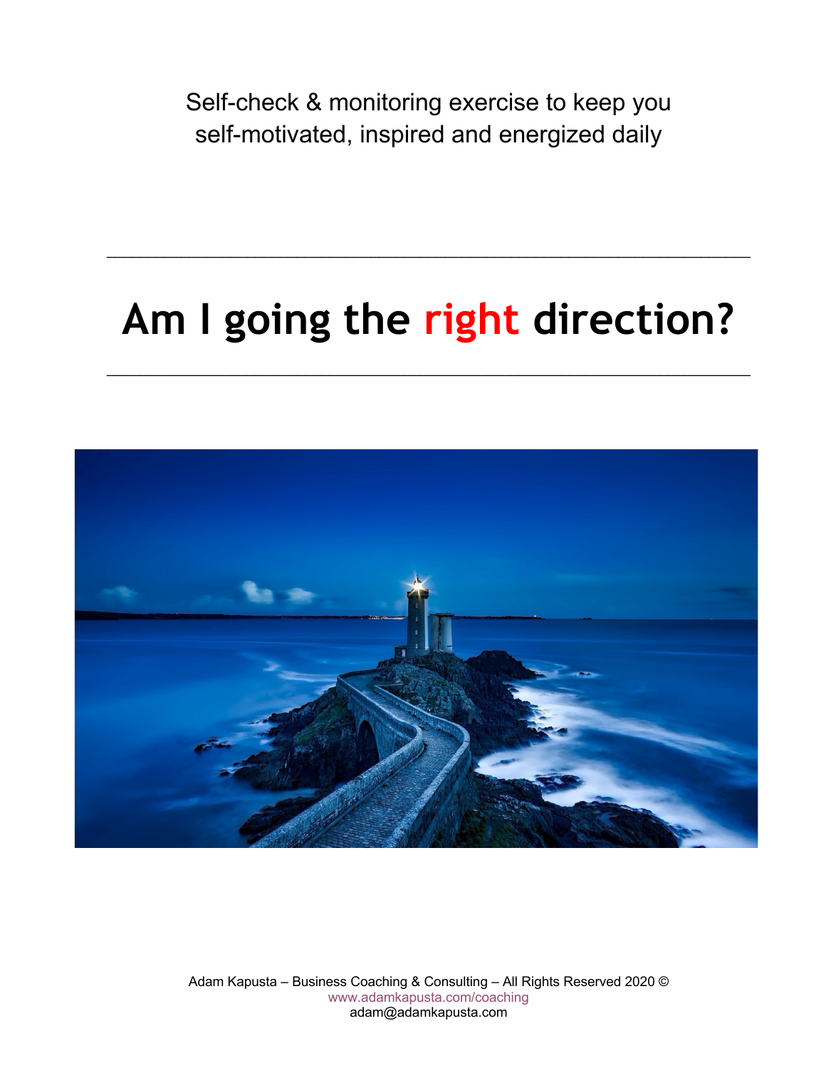Self-check & monitoring exercise to keep you self-motivated, inspired and energized daily

---

# Am I going the right direction?

---

Adam Kapusta – Business Coaching & Consulting – All Rights Reserved 2020 ©
www.adamkapusta.com/coaching
adam@adamkapusta.com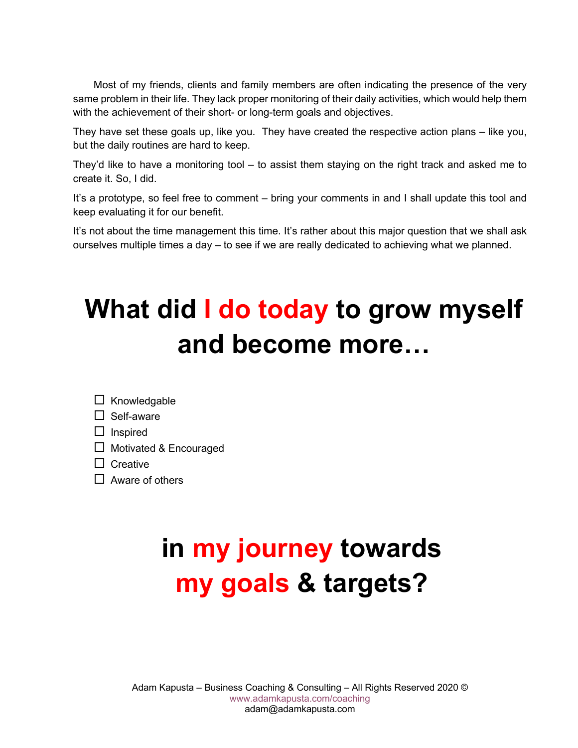Most of my friends, clients and family members are often indicating the presence of the very same problem in their life. They lack proper monitoring of their daily activities, which would help them with the achievement of their short- or long-term goals and objectives.

They have set these goals up, like you. They have created the respective action plans – like you, but the daily routines are hard to keep.

They'd like to have a monitoring tool – to assist them staying on the right track and asked me to create it. So, I did.

It's a prototype, so feel free to comment – bring your comments in and I shall update this tool and keep evaluating it for our benefit.

It's not about the time management this time. It's rather about this major question that we shall ask ourselves multiple times a day – to see if we are really dedicated to achieving what we planned.

# What did I do today to grow myself and become more…

- ☐ Knowledgable
- ☐ Self-aware
- ☐ Inspired
- ☐ Motivated & Encouraged
- ☐ Creative
- ☐ Aware of others

# in my journey towards my goals & targets?

Adam Kapusta – Business Coaching & Consulting – All Rights Reserved 2020 ©
www.adamkapusta.com/coaching
adam@adamkapusta.com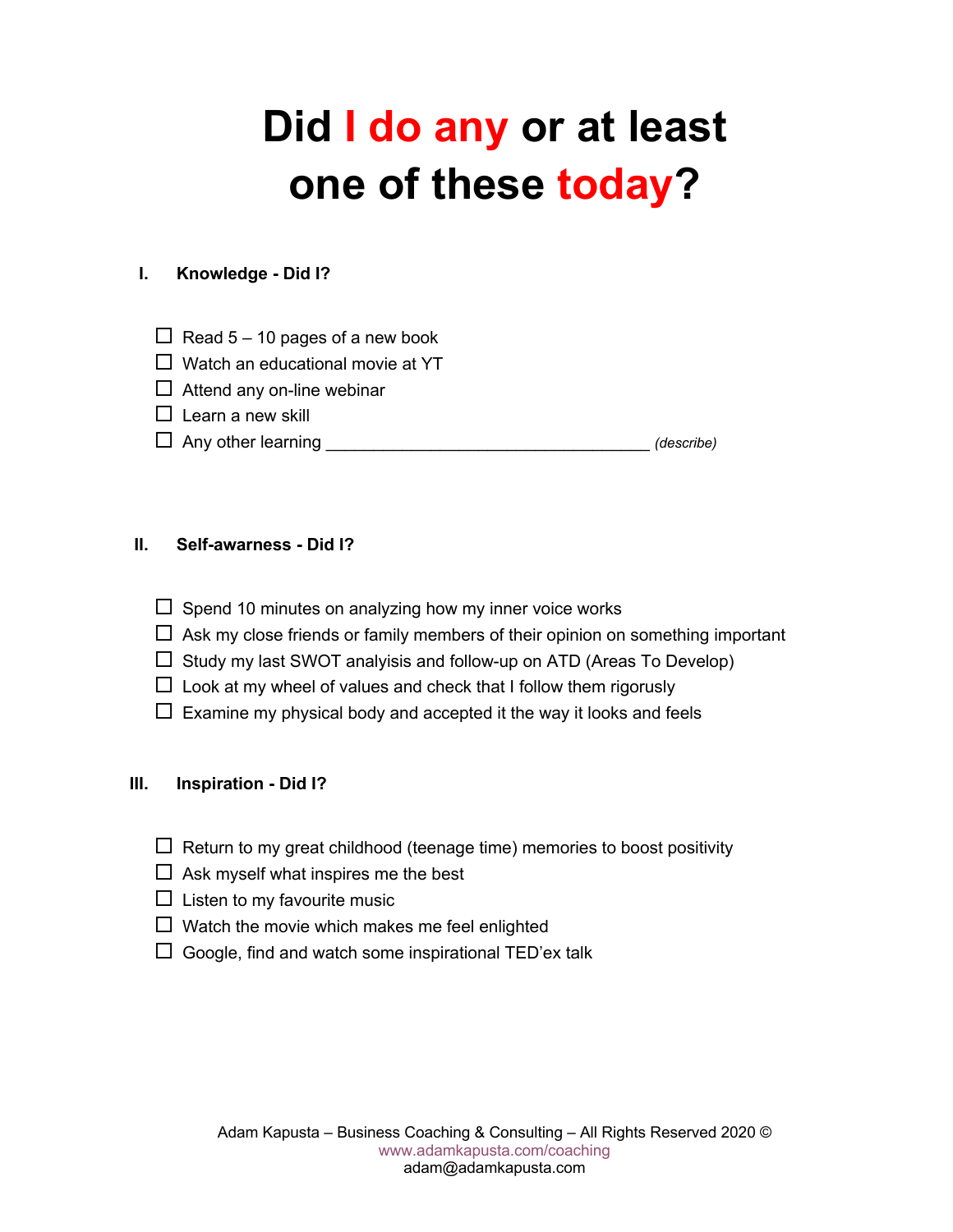# Did I do any or at least one of these today?

## I. Knowledge - Did I?

- ☐ Read 5 – 10 pages of a new book
- ☐ Watch an educational movie at YT
- ☐ Attend any on-line webinar
- ☐ Learn a new skill
- ☐ Any other learning ___________________________________ *(describe)*

## II. Self-awarness - Did I?

- ☐ Spend 10 minutes on analyzing how my inner voice works
- ☐ Ask my close friends or family members of their opinion on something important
- ☐ Study my last SWOT analyisis and follow-up on ATD (Areas To Develop)
- ☐ Look at my wheel of values and check that I follow them rigorusly
- ☐ Examine my physical body and accepted it the way it looks and feels

## III. Inspiration - Did I?

- ☐ Return to my great childhood (teenage time) memories to boost positivity
- ☐ Ask myself what inspires me the best
- ☐ Listen to my favourite music
- ☐ Watch the movie which makes me feel enlighted
- ☐ Google, find and watch some inspirational TED'ex talk

Adam Kapusta – Business Coaching & Consulting – All Rights Reserved 2020 ©
www.adamkapusta.com/coaching
adam@adamkapusta.com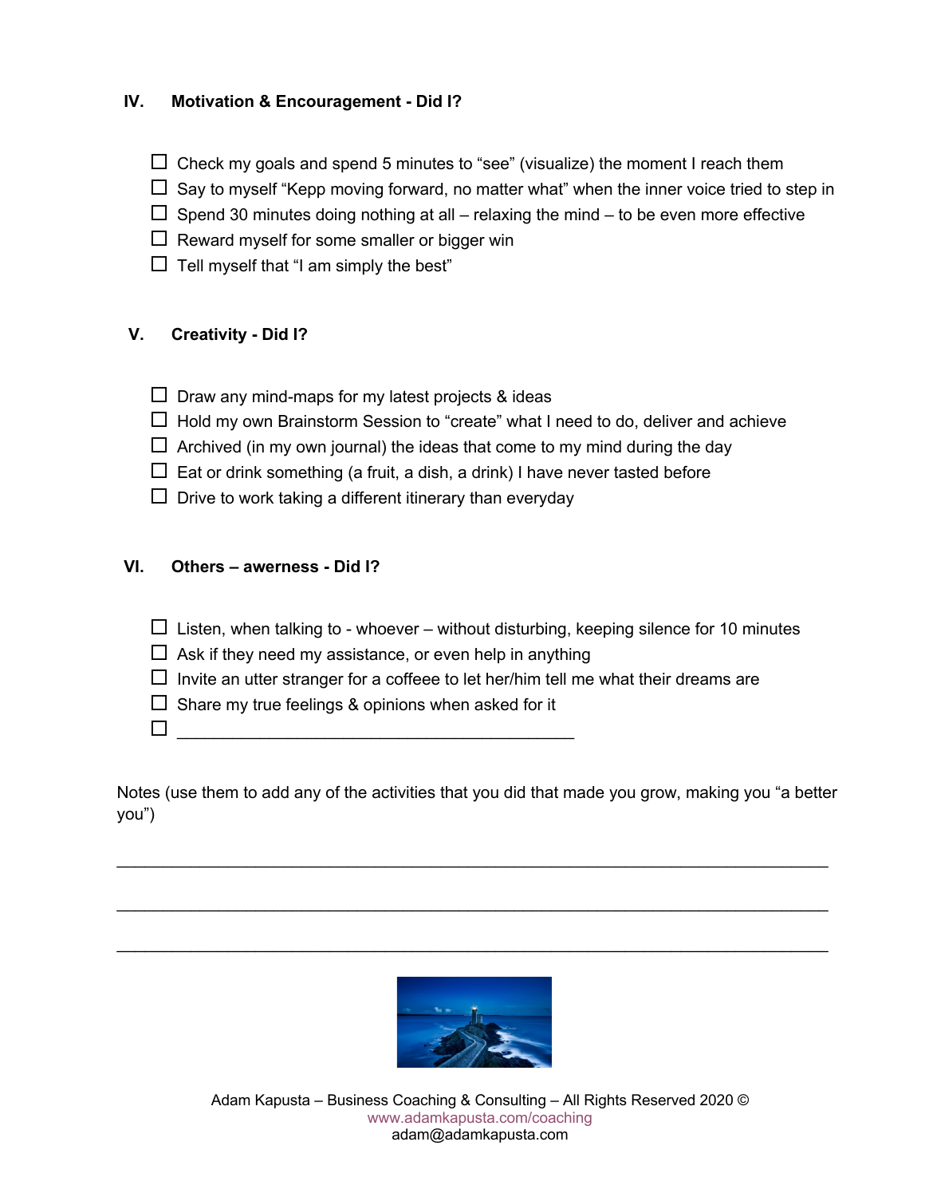## IV. Motivation & Encouragement - Did I?

- ☐ Check my goals and spend 5 minutes to “see” (visualize) the moment I reach them
- ☐ Say to myself “Kepp moving forward, no matter what” when the inner voice tried to step in
- ☐ Spend 30 minutes doing nothing at all – relaxing the mind – to be even more effective
- ☐ Reward myself for some smaller or bigger win
- ☐ Tell myself that “I am simply the best”

## V. Creativity - Did I?

- ☐ Draw any mind-maps for my latest projects & ideas
- ☐ Hold my own Brainstorm Session to “create” what I need to do, deliver and achieve
- ☐ Archived (in my own journal) the ideas that come to my mind during the day
- ☐ Eat or drink something (a fruit, a dish, a drink) I have never tasted before
- ☐ Drive to work taking a different itinerary than everyday

## VI. Others – awerness - Did I?

- ☐ Listen, when talking to - whoever – without disturbing, keeping silence for 10 minutes
- ☐ Ask if they need my assistance, or even help in anything
- ☐ Invite an utter stranger for a coffeee to let her/him tell me what their dreams are
- ☐ Share my true feelings & opinions when asked for it
- ☐ ____________________________________________

Notes (use them to add any of the activities that you did that made you grow, making you “a better you”)

______________________________________________________________________________

______________________________________________________________________________

______________________________________________________________________________

Adam Kapusta – Business Coaching & Consulting – All Rights Reserved 2020 ©
www.adamkapusta.com/coaching
adam@adamkapusta.com